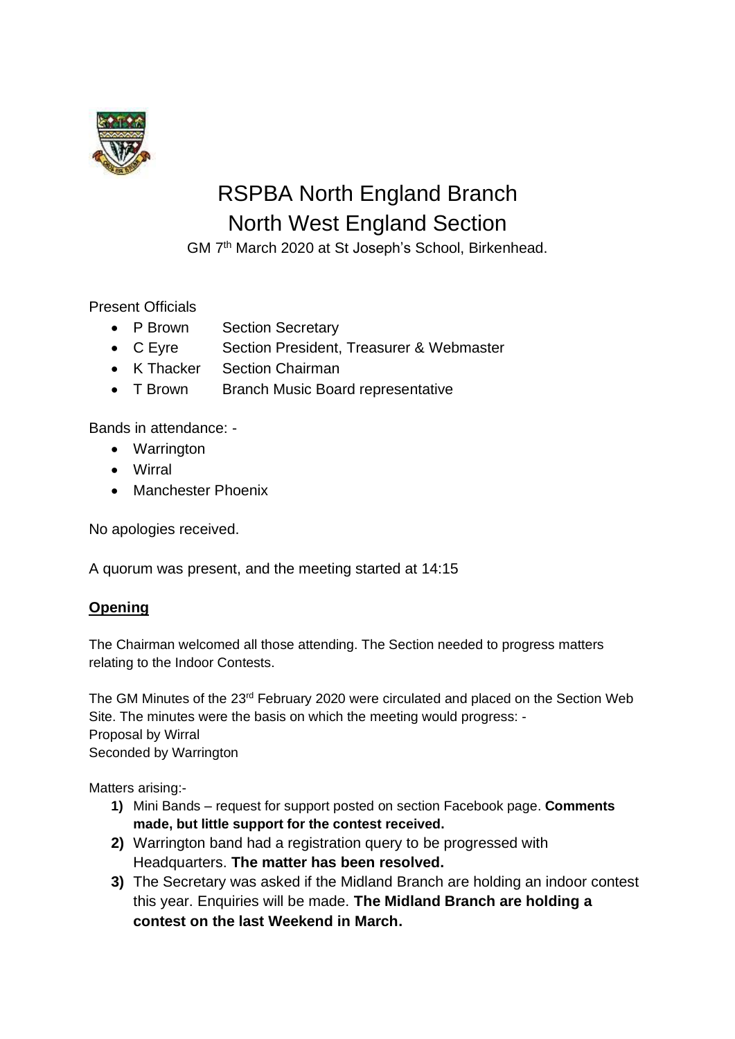# RSPBA North England Branch
# North West England Section

GM 7th March 2020 at St Joseph's School, Birkenhead.

Present Officials

- P Brown Section Secretary
- C Eyre Section President, Treasurer & Webmaster
- K Thacker Section Chairman
- T Brown Branch Music Board representative

Bands in attendance: -

- Warrington
- Wirral
- Manchester Phoenix

No apologies received.

A quorum was present, and the meeting started at 14:15

## **Opening**

The Chairman welcomed all those attending. The Section needed to progress matters relating to the Indoor Contests.

The GM Minutes of the 23rd February 2020 were circulated and placed on the Section Web Site. The minutes were the basis on which the meeting would progress: -
Proposal by Wirral
Seconded by Warrington

Matters arising:-

1) Mini Bands – request for support posted on section Facebook page. **Comments made, but little support for the contest received.**
2) Warrington band had a registration query to be progressed with Headquarters. **The matter has been resolved.**
3) The Secretary was asked if the Midland Branch are holding an indoor contest this year. Enquiries will be made. **The Midland Branch are holding a contest on the last Weekend in March.**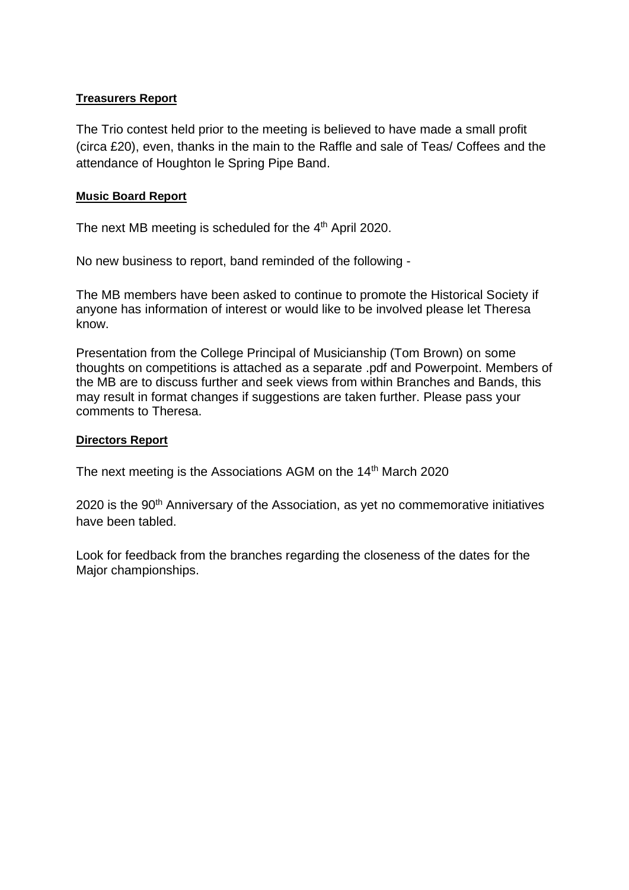**Treasurers Report**

The Trio contest held prior to the meeting is believed to have made a small profit (circa £20), even, thanks in the main to the Raffle and sale of Teas/ Coffees and the attendance of Houghton le Spring Pipe Band.

**Music Board Report**

The next MB meeting is scheduled for the 4th April 2020.

No new business to report, band reminded of the following -

The MB members have been asked to continue to promote the Historical Society if anyone has information of interest or would like to be involved please let Theresa know.

Presentation from the College Principal of Musicianship (Tom Brown) on some thoughts on competitions is attached as a separate .pdf and Powerpoint. Members of the MB are to discuss further and seek views from within Branches and Bands, this may result in format changes if suggestions are taken further. Please pass your comments to Theresa.

**Directors Report**

The next meeting is the Associations AGM on the 14th March 2020

2020 is the 90th Anniversary of the Association, as yet no commemorative initiatives have been tabled.

Look for feedback from the branches regarding the closeness of the dates for the Major championships.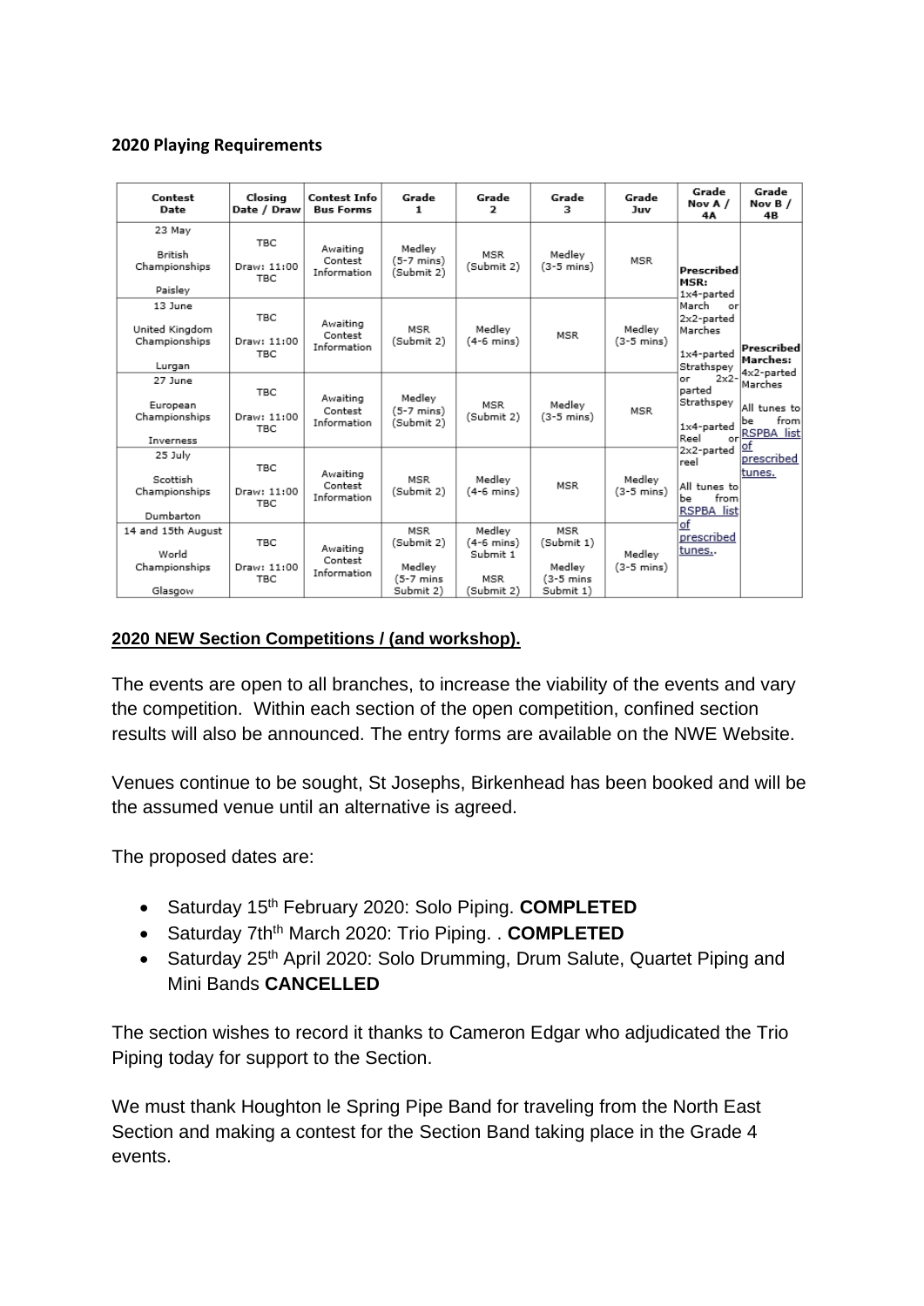**2020 Playing Requirements**

| Contest Date | Closing Date / Draw | Contest Info Bus Forms | Grade 1 | Grade 2 | Grade 3 | Grade Juv | Grade Nov A / 4A | Grade Nov B / 4B |
|---|---|---|---|---|---|---|---|---|
| 23 May British Championships Paisley | TBC Draw: 11:00 TBC | Awaiting Contest Information | Medley (5-7 mins) (Submit 2) | MSR (Submit 2) | Medley (3-5 mins) | MSR | **Prescribed MSR:** 1x4-parted March or 2x2-parted Marches 1x4-parted Strathspey or 2x2-parted Strathspey 1x4-parted Reel or 2x2-parted reel All tunes to be from RSPBA list of prescribed tunes.. | **Prescribed Marches:** 4x2-parted Marches All tunes to be from RSPBA list of prescribed tunes. |
| 13 June United Kingdom Championships Lurgan | TBC Draw: 11:00 TBC | Awaiting Contest Information | MSR (Submit 2) | Medley (4-6 mins) | MSR | Medley (3-5 mins) | | |
| 27 June European Championships Inverness | TBC Draw: 11:00 TBC | Awaiting Contest Information | Medley (5-7 mins) (Submit 2) | MSR (Submit 2) | Medley (3-5 mins) | MSR | | |
| 25 July Scottish Championships Dumbarton | TBC Draw: 11:00 TBC | Awaiting Contest Information | MSR (Submit 2) | Medley (4-6 mins) | MSR | Medley (3-5 mins) | | |
| 14 and 15th August World Championships Glasgow | TBC Draw: 11:00 TBC | Awaiting Contest Information | MSR (Submit 2) Medley (5-7 mins Submit 2) | Medley (4-6 mins) Submit 1 MSR (Submit 2) | MSR (Submit 1) Medley (3-5 mins Submit 1) | Medley (3-5 mins) | | |

**2020 NEW Section Competitions / (and workshop).**

The events are open to all branches, to increase the viability of the events and vary the competition. Within each section of the open competition, confined section results will also be announced. The entry forms are available on the NWE Website.

Venues continue to be sought, St Josephs, Birkenhead has been booked and will be the assumed venue until an alternative is agreed.

The proposed dates are:

- Saturday 15th February 2020: Solo Piping. **COMPLETED**
- Saturday 7thth March 2020: Trio Piping. . **COMPLETED**
- Saturday 25th April 2020: Solo Drumming, Drum Salute, Quartet Piping and Mini Bands **CANCELLED**

The section wishes to record it thanks to Cameron Edgar who adjudicated the Trio Piping today for support to the Section.

We must thank Houghton le Spring Pipe Band for traveling from the North East Section and making a contest for the Section Band taking place in the Grade 4 events.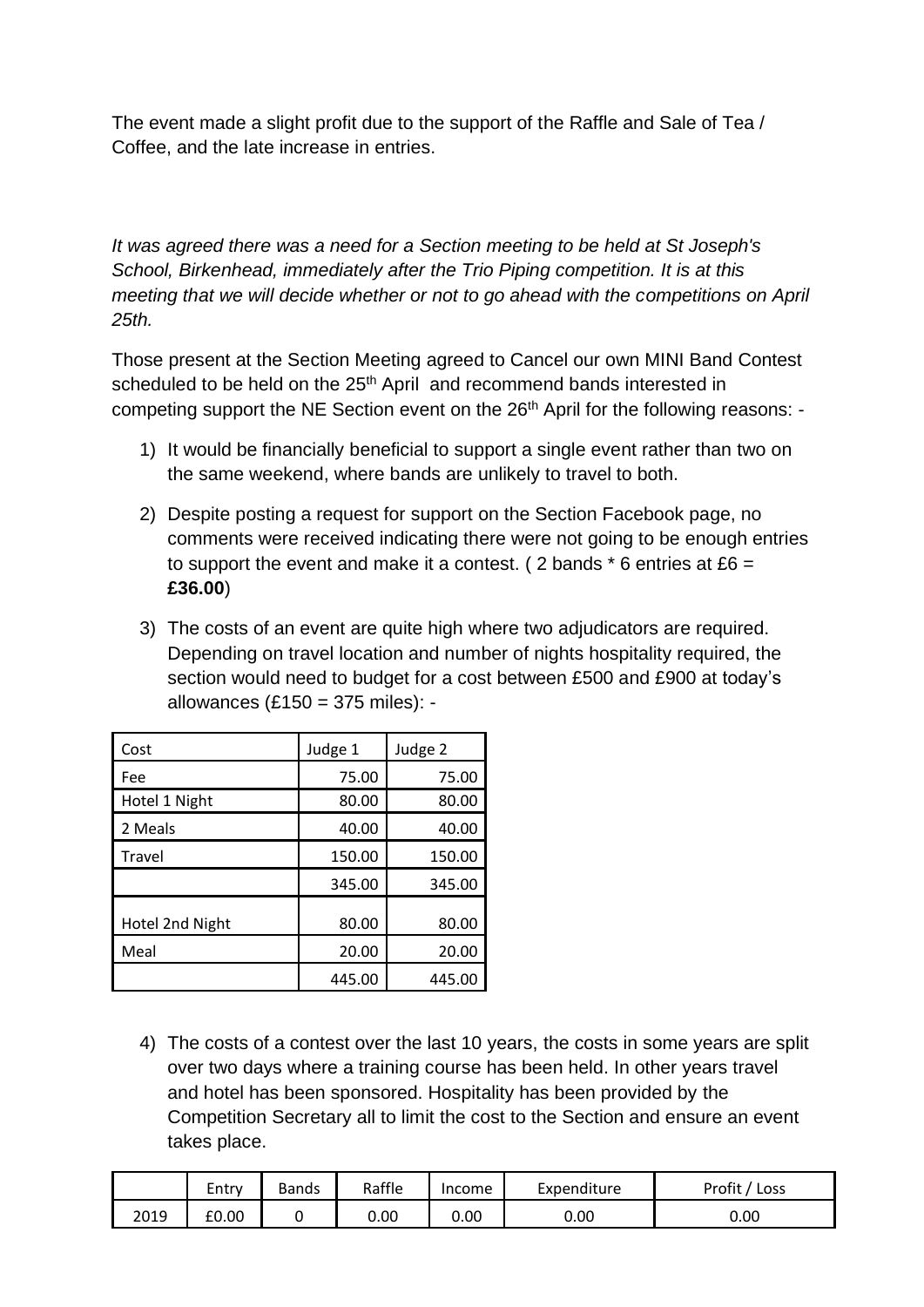The event made a slight profit due to the support of the Raffle and Sale of Tea / Coffee, and the late increase in entries.

*It was agreed there was a need for a Section meeting to be held at St Joseph's School, Birkenhead, immediately after the Trio Piping competition. It is at this meeting that we will decide whether or not to go ahead with the competitions on April 25th.*

Those present at the Section Meeting agreed to Cancel our own MINI Band Contest scheduled to be held on the 25th April and recommend bands interested in competing support the NE Section event on the 26th April for the following reasons: -

1) It would be financially beneficial to support a single event rather than two on the same weekend, where bands are unlikely to travel to both.

2) Despite posting a request for support on the Section Facebook page, no comments were received indicating there were not going to be enough entries to support the event and make it a contest. ( 2 bands * 6 entries at £6 = **£36.00**)

3) The costs of an event are quite high where two adjudicators are required. Depending on travel location and number of nights hospitality required, the section would need to budget for a cost between £500 and £900 at today's allowances (£150 = 375 miles): -

| Cost | Judge 1 | Judge 2 |
|---|---|---|
| Fee | 75.00 | 75.00 |
| Hotel 1 Night | 80.00 | 80.00 |
| 2 Meals | 40.00 | 40.00 |
| Travel | 150.00 | 150.00 |
| | 345.00 | 345.00 |
| Hotel 2nd Night | 80.00 | 80.00 |
| Meal | 20.00 | 20.00 |
| | 445.00 | 445.00 |

4) The costs of a contest over the last 10 years, the costs in some years are split over two days where a training course has been held. In other years travel and hotel has been sponsored. Hospitality has been provided by the Competition Secretary all to limit the cost to the Section and ensure an event takes place.

| | Entry | Bands | Raffle | Income | Expenditure | Profit / Loss |
|---|---|---|---|---|---|---|
| 2019 | £0.00 | 0 | 0.00 | 0.00 | 0.00 | 0.00 |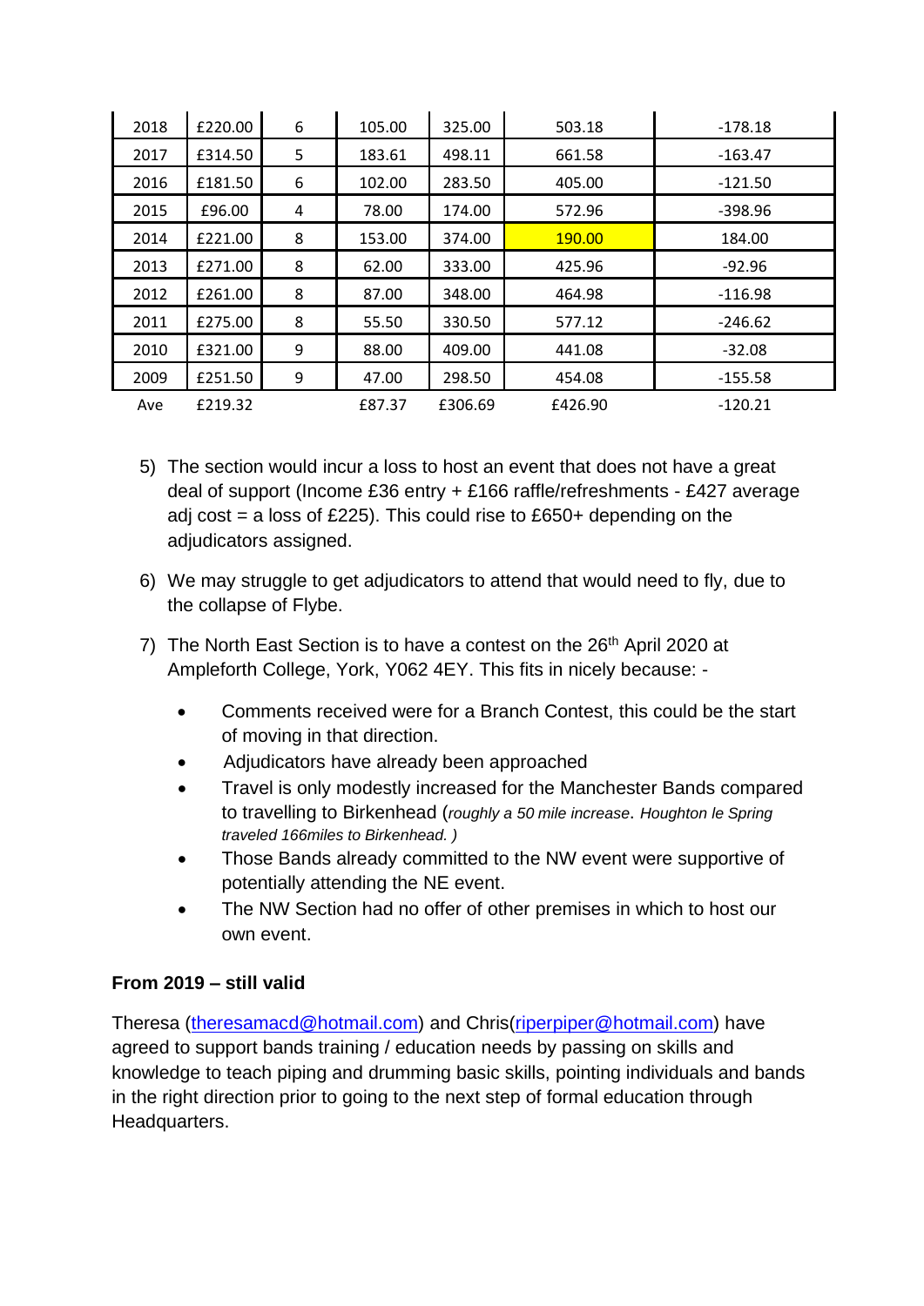| | | | | | | |
|---|---|---|---|---|---|---|
| 2018 | £220.00 | 6 | 105.00 | 325.00 | 503.18 | -178.18 |
| 2017 | £314.50 | 5 | 183.61 | 498.11 | 661.58 | -163.47 |
| 2016 | £181.50 | 6 | 102.00 | 283.50 | 405.00 | -121.50 |
| 2015 | £96.00 | 4 | 78.00 | 174.00 | 572.96 | -398.96 |
| 2014 | £221.00 | 8 | 153.00 | 374.00 | 190.00 | 184.00 |
| 2013 | £271.00 | 8 | 62.00 | 333.00 | 425.96 | -92.96 |
| 2012 | £261.00 | 8 | 87.00 | 348.00 | 464.98 | -116.98 |
| 2011 | £275.00 | 8 | 55.50 | 330.50 | 577.12 | -246.62 |
| 2010 | £321.00 | 9 | 88.00 | 409.00 | 441.08 | -32.08 |
| 2009 | £251.50 | 9 | 47.00 | 298.50 | 454.08 | -155.58 |
| Ave | £219.32 | | £87.37 | £306.69 | £426.90 | -120.21 |

5) The section would incur a loss to host an event that does not have a great deal of support (Income £36 entry + £166 raffle/refreshments - £427 average adj cost = a loss of £225). This could rise to £650+ depending on the adjudicators assigned.

6) We may struggle to get adjudicators to attend that would need to fly, due to the collapse of Flybe.

7) The North East Section is to have a contest on the 26th April 2020 at Ampleforth College, York, Y062 4EY. This fits in nicely because: -

   - Comments received were for a Branch Contest, this could be the start of moving in that direction.
   - Adjudicators have already been approached
   - Travel is only modestly increased for the Manchester Bands compared to travelling to Birkenhead (*roughly a 50 mile increase. Houghton le Spring traveled 166miles to Birkenhead. )*
   - Those Bands already committed to the NW event were supportive of potentially attending the NE event.
   - The NW Section had no offer of other premises in which to host our own event.

**From 2019 – still valid**

Theresa (theresamacd@hotmail.com) and Chris(riperpiper@hotmail.com) have agreed to support bands training / education needs by passing on skills and knowledge to teach piping and drumming basic skills, pointing individuals and bands in the right direction prior to going to the next step of formal education through Headquarters.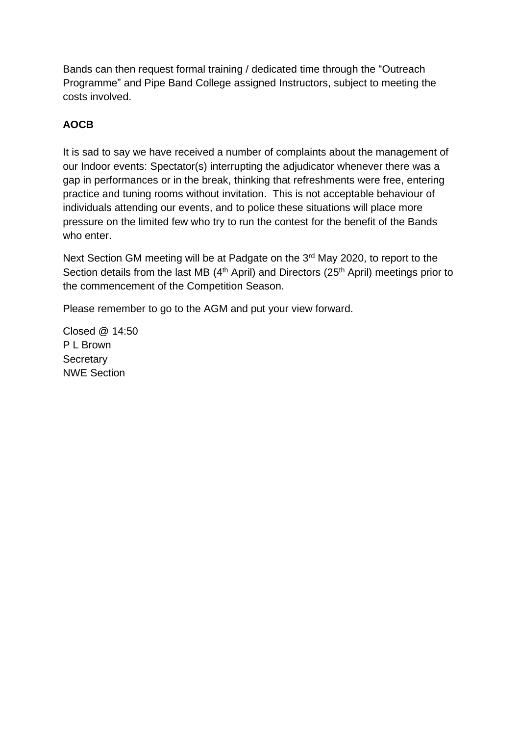Bands can then request formal training / dedicated time through the “Outreach Programme” and Pipe Band College assigned Instructors, subject to meeting the costs involved.

**AOCB**

It is sad to say we have received a number of complaints about the management of our Indoor events: Spectator(s) interrupting the adjudicator whenever there was a gap in performances or in the break, thinking that refreshments were free, entering practice and tuning rooms without invitation. This is not acceptable behaviour of individuals attending our events, and to police these situations will place more pressure on the limited few who try to run the contest for the benefit of the Bands who enter.

Next Section GM meeting will be at Padgate on the 3rd May 2020, to report to the Section details from the last MB (4th April) and Directors (25th April) meetings prior to the commencement of the Competition Season.

Please remember to go to the AGM and put your view forward.

Closed @ 14:50
P L Brown
Secretary
NWE Section